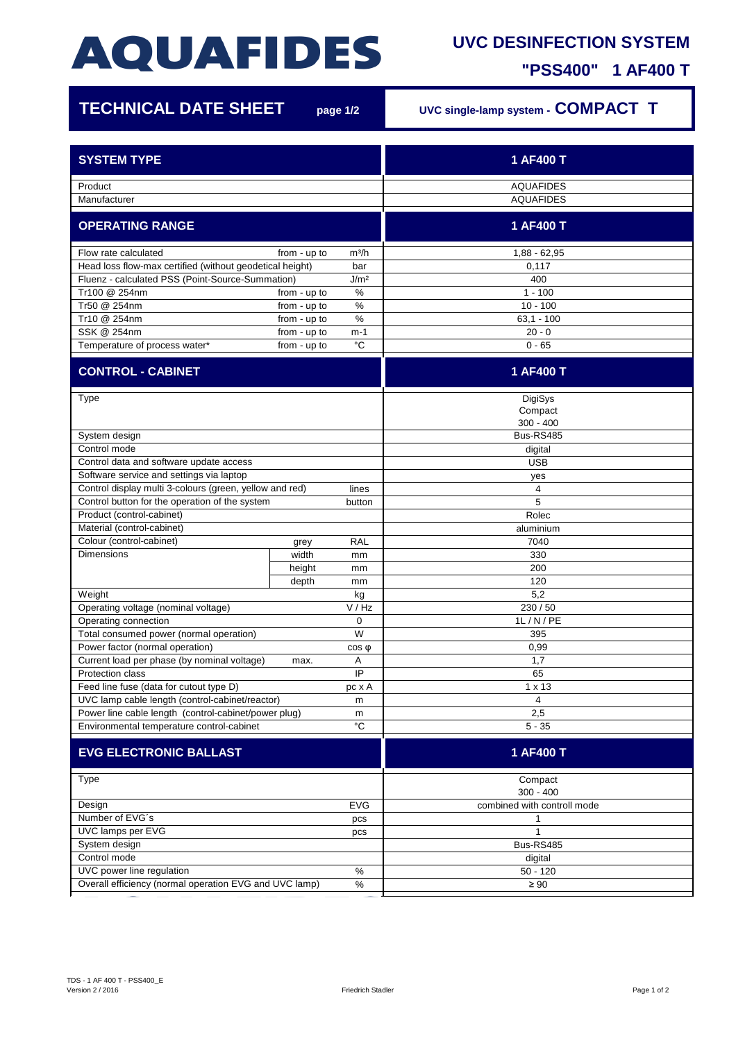# AQUAFIDES

## UVC DESINFECTION SYSTEM

## "PSS400" 1 AF400 T

## TECHNICAL DATE SHEET page 1/2

UVC single-lamp system - **COMPACT T**

| SYSTEM TYPE | | | 1 AF400 T |
|---|---|---|---|
| Product | | | AQUAFIDES |
| Manufacturer | | | AQUAFIDES |
| **OPERATING RANGE** | | | **1 AF400 T** |
| Flow rate calculated | from - up to | m³/h | 1,88 - 62,95 |
| Head loss flow-max certified (without geodetical height) | | bar | 0,117 |
| Fluenz - calculated PSS (Point-Source-Summation) | | J/m² | 400 |
| Tr100 @ 254nm | from - up to | % | 1 - 100 |
| Tr50 @ 254nm | from - up to | % | 10 - 100 |
| Tr10 @ 254nm | from - up to | % | 63,1 - 100 |
| SSK @ 254nm | from - up to | m-1 | 20 - 0 |
| Temperature of process water* | from - up to | °C | 0 - 65 |
| **CONTROL - CABINET** | | | **1 AF400 T** |
| Type | | | DigiSys Compact 300 - 400 |
| System design | | | Bus-RS485 |
| Control mode | | | digital |
| Control data and software update access | | | USB |
| Software service and settings via laptop | | | yes |
| Control display multi 3-colours (green, yellow and red) | | lines | 4 |
| Control button for the operation of the system | | button | 5 |
| Product (control-cabinet) | | | Rolec |
| Material (control-cabinet) | | | aluminium |
| Colour (control-cabinet) | grey | RAL | 7040 |
| Dimensions | width | mm | 330 |
| | height | mm | 200 |
| | depth | mm | 120 |
| Weight | | kg | 5,2 |
| Operating voltage (nominal voltage) | | V / Hz | 230 / 50 |
| Operating connection | | 0 | 1L / N / PE |
| Total consumed power (normal operation) | | W | 395 |
| Power factor (normal operation) | | cos φ | 0,99 |
| Current load per phase (by nominal voltage) | max. | A | 1,7 |
| Protection class | | IP | 65 |
| Feed line fuse (data for cutout type D) | | pc x A | 1 x 13 |
| UVC lamp cable length (control-cabinet/reactor) | | m | 4 |
| Power line cable length (control-cabinet/power plug) | | m | 2,5 |
| Environmental temperature control-cabinet | | °C | 5 - 35 |
| **EVG ELECTRONIC BALLAST** | | | **1 AF400 T** |
| Type | | | Compact 300 - 400 |
| Design | | EVG | combined with controll mode |
| Number of EVG´s | | pcs | 1 |
| UVC lamps per EVG | | pcs | 1 |
| System design | | | Bus-RS485 |
| Control mode | | | digital |
| UVC power line regulation | | % | 50 - 120 |
| Overall efficiency (normal operation EVG and UVC lamp) | | % | ≥ 90 |

TDS - 1 AF 400 T - PSS400_E
Version 2 / 2016

Friedrich Stadler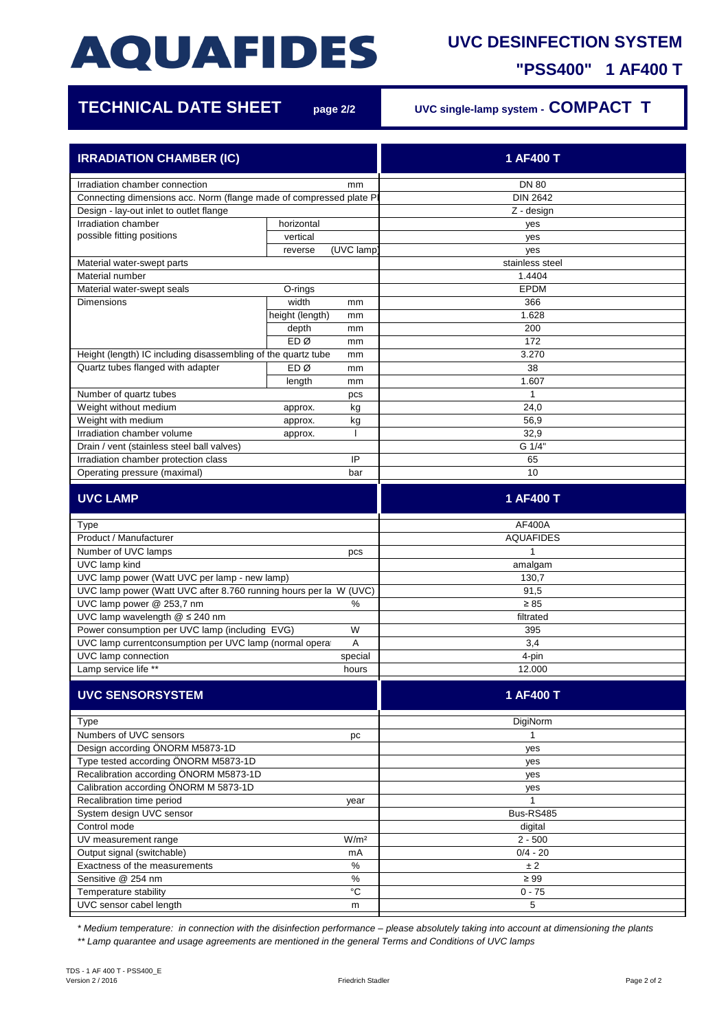# AQUAFIDES

## UVC DESINFECTION SYSTEM

## "PSS400" 1 AF400 T

## TECHNICAL DATE SHEET page 2/2

UVC single-lamp system - **COMPACT T**

| IRRADIATION CHAMBER (IC) | | | 1 AF400 T |
|---|---|---|---|
| Irradiation chamber connection | | mm | DN 80 |
| Connecting dimensions acc. Norm (flange made of compressed plate P | | | DIN 2642 |
| Design - lay-out inlet to outlet flange | | | Z - design |
| Irradiation chamber possible fitting positions | horizontal | | yes |
| | vertical | | yes |
| | reverse | (UVC lamp) | yes |
| Material water-swept parts | | | stainless steel |
| Material number | | | 1.4404 |
| Material water-swept seals | O-rings | | EPDM |
| Dimensions | width | mm | 366 |
| | height (length) | mm | 1.628 |
| | depth | mm | 200 |
| | ED Ø | mm | 172 |
| Height (length) IC including disassembling of the quartz tube | | mm | 3.270 |
| Quartz tubes flanged with adapter | ED Ø | mm | 38 |
| | length | mm | 1.607 |
| Number of quartz tubes | | pcs | 1 |
| Weight without medium | approx. | kg | 24,0 |
| Weight with medium | approx. | kg | 56,9 |
| Irradiation chamber volume | approx. | l | 32,9 |
| Drain / vent (stainless steel ball valves) | | | G 1/4" |
| Irradiation chamber protection class | | IP | 65 |
| Operating pressure (maximal) | | bar | 10 |

| UVC LAMP | | 1 AF400 T |
|---|---|---|
| Type | | AF400A |
| Product / Manufacturer | | AQUAFIDES |
| Number of UVC lamps | pcs | 1 |
| UVC lamp kind | | amalgam |
| UVC lamp power (Watt UVC per lamp - new lamp) | | 130,7 |
| UVC lamp power (Watt UVC after 8.760 running hours per la W (UVC) | | 91,5 |
| UVC lamp power @ 253,7 nm | % | ≥ 85 |
| UVC lamp wavelength @ ≤ 240 nm | | filtrated |
| Power consumption per UVC lamp (including EVG) | W | 395 |
| UVC lamp currentconsumption per UVC lamp (normal opera | A | 3,4 |
| UVC lamp connection | special | 4-pin |
| Lamp service life ** | hours | 12.000 |

| UVC SENSORSYSTEM | | 1 AF400 T |
|---|---|---|
| Type | | DigiNorm |
| Numbers of UVC sensors | pc | 1 |
| Design according ÖNORM M5873-1D | | yes |
| Type tested according ÖNORM M5873-1D | | yes |
| Recalibration according ÖNORM M5873-1D | | yes |
| Calibration according ÖNORM M 5873-1D | | yes |
| Recalibration time period | year | 1 |
| System design UVC sensor | | Bus-RS485 |
| Control mode | | digital |
| UV measurement range | W/m² | 2 - 500 |
| Output signal (switchable) | mA | 0/4 - 20 |
| Exactness of the measurements | % | ± 2 |
| Sensitive @ 254 nm | % | ≥ 99 |
| Temperature stability | °C | 0 - 75 |
| UVC sensor cabel length | m | 5 |

*\* Medium temperature: in connection with the disinfection performance – please absolutely taking into account at dimensioning the plants*

*\*\* Lamp quarantee and usage agreements are mentioned in the general Terms and Conditions of UVC lamps*

TDS - 1 AF 400 T - PSS400_E
Version 2 / 2016

Friedrich Stadler